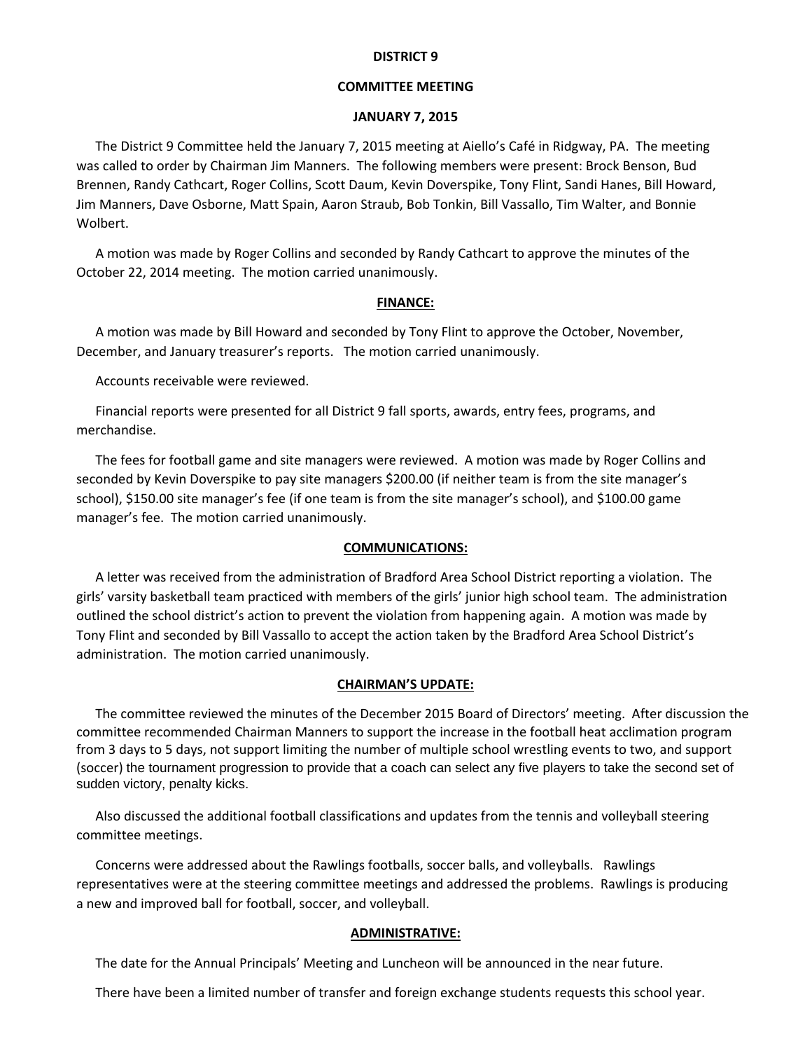# DISTRICT 9

## COMMITTEE MEETING

## JANUARY 7, 2015

The District 9 Committee held the January 7, 2015 meeting at Aiello's Café in Ridgway, PA. The meeting was called to order by Chairman Jim Manners. The following members were present: Brock Benson, Bud Brennen, Randy Cathcart, Roger Collins, Scott Daum, Kevin Doverspike, Tony Flint, Sandi Hanes, Bill Howard, Jim Manners, Dave Osborne, Matt Spain, Aaron Straub, Bob Tonkin, Bill Vassallo, Tim Walter, and Bonnie Wolbert.

A motion was made by Roger Collins and seconded by Randy Cathcart to approve the minutes of the October 22, 2014 meeting. The motion carried unanimously.

### FINANCE:

A motion was made by Bill Howard and seconded by Tony Flint to approve the October, November, December, and January treasurer's reports. The motion carried unanimously.

Accounts receivable were reviewed.

Financial reports were presented for all District 9 fall sports, awards, entry fees, programs, and merchandise.

The fees for football game and site managers were reviewed. A motion was made by Roger Collins and seconded by Kevin Doverspike to pay site managers $200.00 (if neither team is from the site manager's school), $150.00 site manager's fee (if one team is from the site manager's school), and $100.00 game manager's fee. The motion carried unanimously.

### COMMUNICATIONS:

A letter was received from the administration of Bradford Area School District reporting a violation. The girls' varsity basketball team practiced with members of the girls' junior high school team. The administration outlined the school district's action to prevent the violation from happening again. A motion was made by Tony Flint and seconded by Bill Vassallo to accept the action taken by the Bradford Area School District's administration. The motion carried unanimously.

### CHAIRMAN'S UPDATE:

The committee reviewed the minutes of the December 2015 Board of Directors' meeting. After discussion the committee recommended Chairman Manners to support the increase in the football heat acclimation program from 3 days to 5 days, not support limiting the number of multiple school wrestling events to two, and support (soccer) the tournament progression to provide that a coach can select any five players to take the second set of sudden victory, penalty kicks.

Also discussed the additional football classifications and updates from the tennis and volleyball steering committee meetings.

Concerns were addressed about the Rawlings footballs, soccer balls, and volleyballs. Rawlings representatives were at the steering committee meetings and addressed the problems. Rawlings is producing a new and improved ball for football, soccer, and volleyball.

### ADMINISTRATIVE:

The date for the Annual Principals' Meeting and Luncheon will be announced in the near future.

There have been a limited number of transfer and foreign exchange students requests this school year.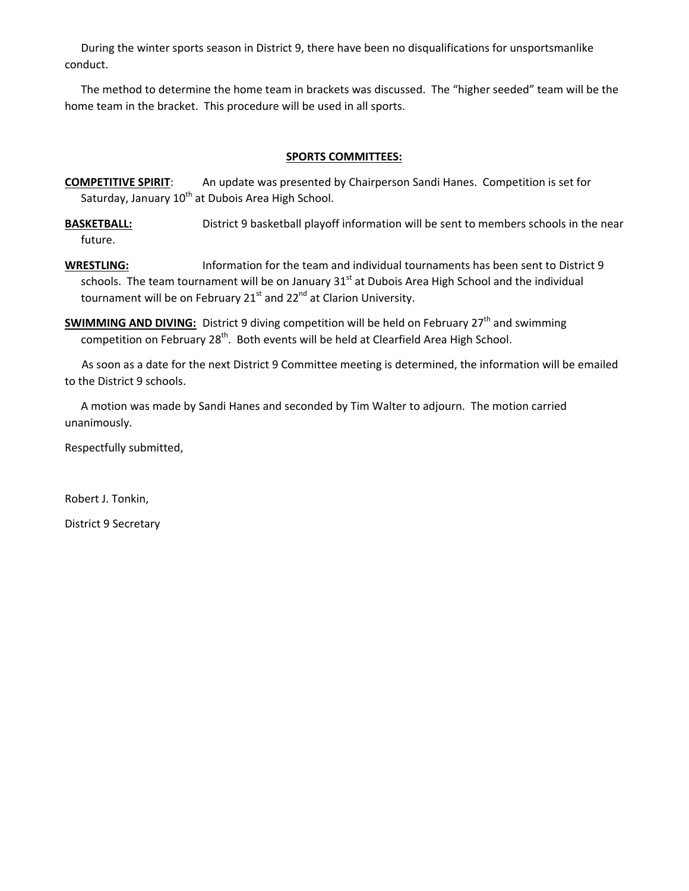During the winter sports season in District 9, there have been no disqualifications for unsportsmanlike conduct.

The method to determine the home team in brackets was discussed. The "higher seeded" team will be the home team in the bracket. This procedure will be used in all sports.

## SPORTS COMMITTEES:

**COMPETITIVE SPIRIT**: An update was presented by Chairperson Sandi Hanes. Competition is set for Saturday, January 10th at Dubois Area High School.

**BASKETBALL:** District 9 basketball playoff information will be sent to members schools in the near future.

**WRESTLING:** Information for the team and individual tournaments has been sent to District 9 schools. The team tournament will be on January 31st at Dubois Area High School and the individual tournament will be on February 21st and 22nd at Clarion University.

**SWIMMING AND DIVING:** District 9 diving competition will be held on February 27th and swimming competition on February 28th. Both events will be held at Clearfield Area High School.

As soon as a date for the next District 9 Committee meeting is determined, the information will be emailed to the District 9 schools.

A motion was made by Sandi Hanes and seconded by Tim Walter to adjourn. The motion carried unanimously.

Respectfully submitted,

Robert J. Tonkin,

District 9 Secretary